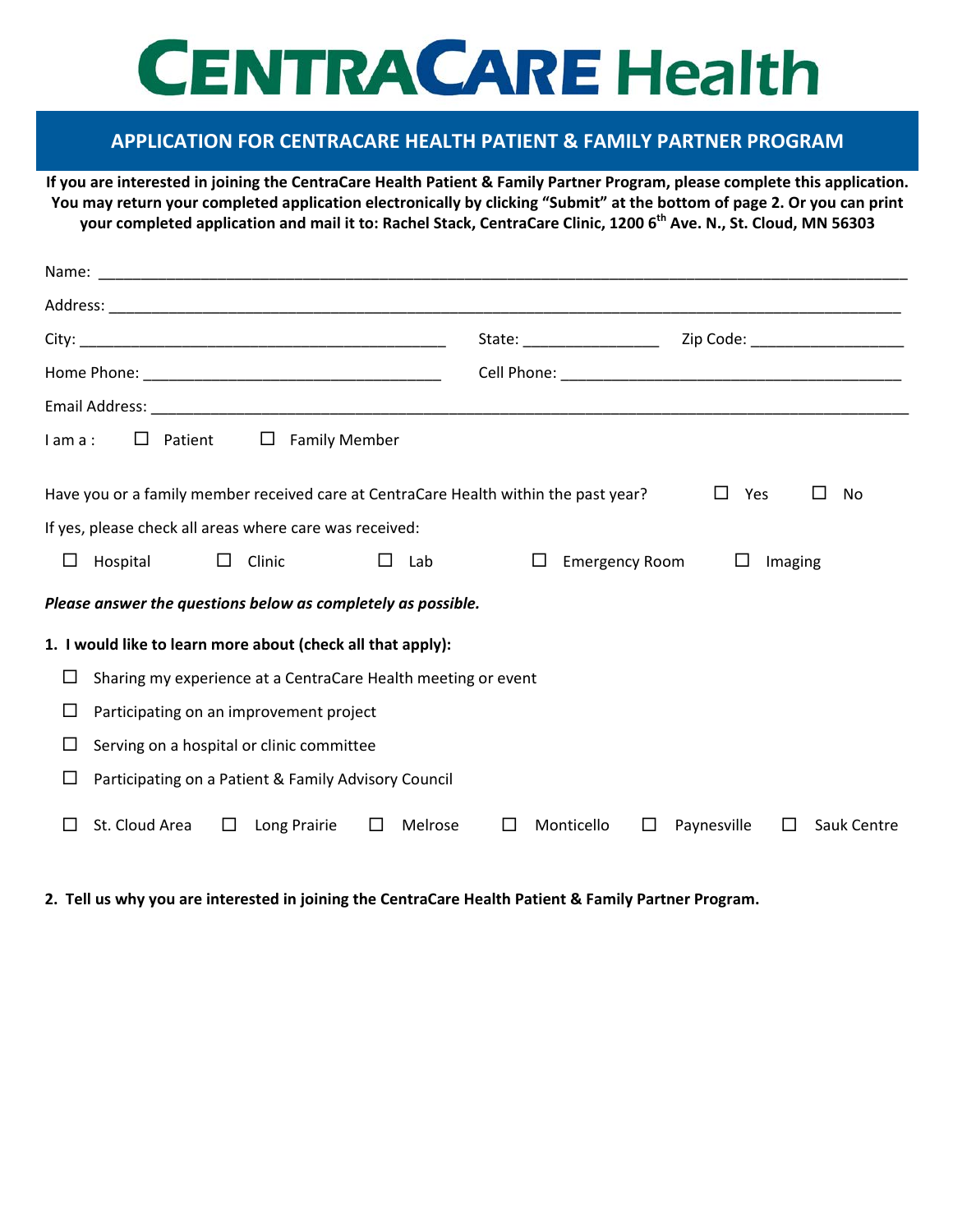# CENTRACARE Health

## APPLICATION FOR CENTRACARE HEALTH PATIENT & FAMILY PARTNER PROGRAM

**If you are interested in joining the CentraCare Health Patient & Family Partner Program, please complete this application. You may return your completed application electronically by clicking "Submit" at the bottom of page 2. Or you can print your completed application and mail it to: Rachel Stack, CentraCare Clinic, 1200 6th Ave. N., St. Cloud, MN 56303**

Name: ______________________________________________________________________

Address: ____________________________________________________________________

City: ______________________________ State: ______________ Zip Code: ________________

Home Phone: ___________________________ Cell Phone: ________________________________

Email Address: _______________________________________________________________

I am a : ☐ Patient ☐ Family Member

Have you or a family member received care at CentraCare Health within the past year? ☐ Yes ☐ No

If yes, please check all areas where care was received:

☐ Hospital ☐ Clinic ☐ Lab ☐ Emergency Room ☐ Imaging

***Please answer the questions below as completely as possible.***

**1. I would like to learn more about (check all that apply):**

☐ Sharing my experience at a CentraCare Health meeting or event

☐ Participating on an improvement project

☐ Serving on a hospital or clinic committee

☐ Participating on a Patient & Family Advisory Council

☐ St. Cloud Area ☐ Long Prairie ☐ Melrose ☐ Monticello ☐ Paynesville ☐ Sauk Centre

**2. Tell us why you are interested in joining the CentraCare Health Patient & Family Partner Program.**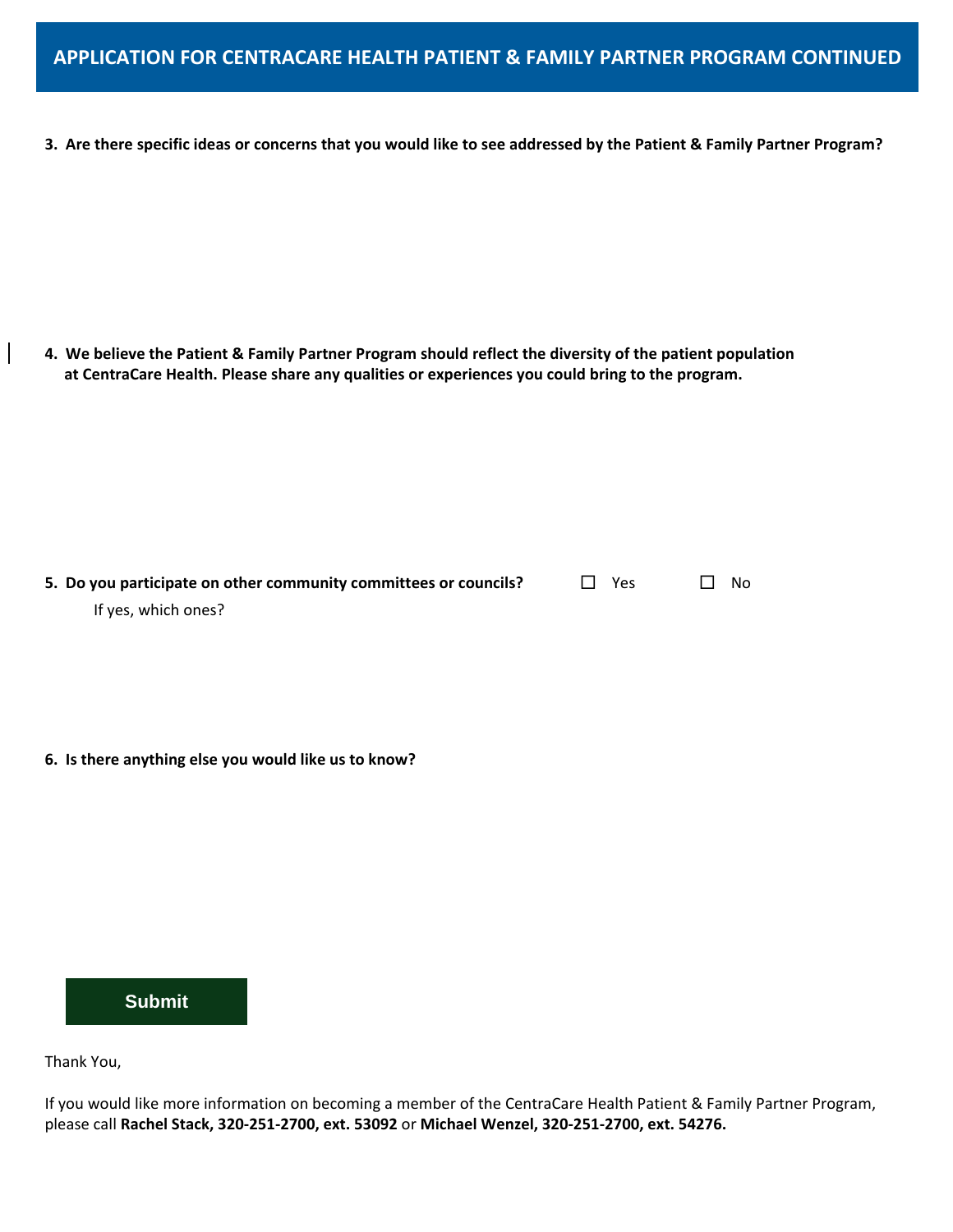## APPLICATION FOR CENTRACARE HEALTH PATIENT & FAMILY PARTNER PROGRAM CONTINUED

**3. Are there specific ideas or concerns that you would like to see addressed by the Patient & Family Partner Program?**

**4. We believe the Patient & Family Partner Program should reflect the diversity of the patient population at CentraCare Health. Please share any qualities or experiences you could bring to the program.**

**5. Do you participate on other community committees or councils?** ☐ Yes ☐ No

If yes, which ones?

**6. Is there anything else you would like us to know?**

Submit

Thank You,

If you would like more information on becoming a member of the CentraCare Health Patient & Family Partner Program, please call **Rachel Stack, 320-251-2700, ext. 53092** or **Michael Wenzel, 320-251-2700, ext. 54276.**